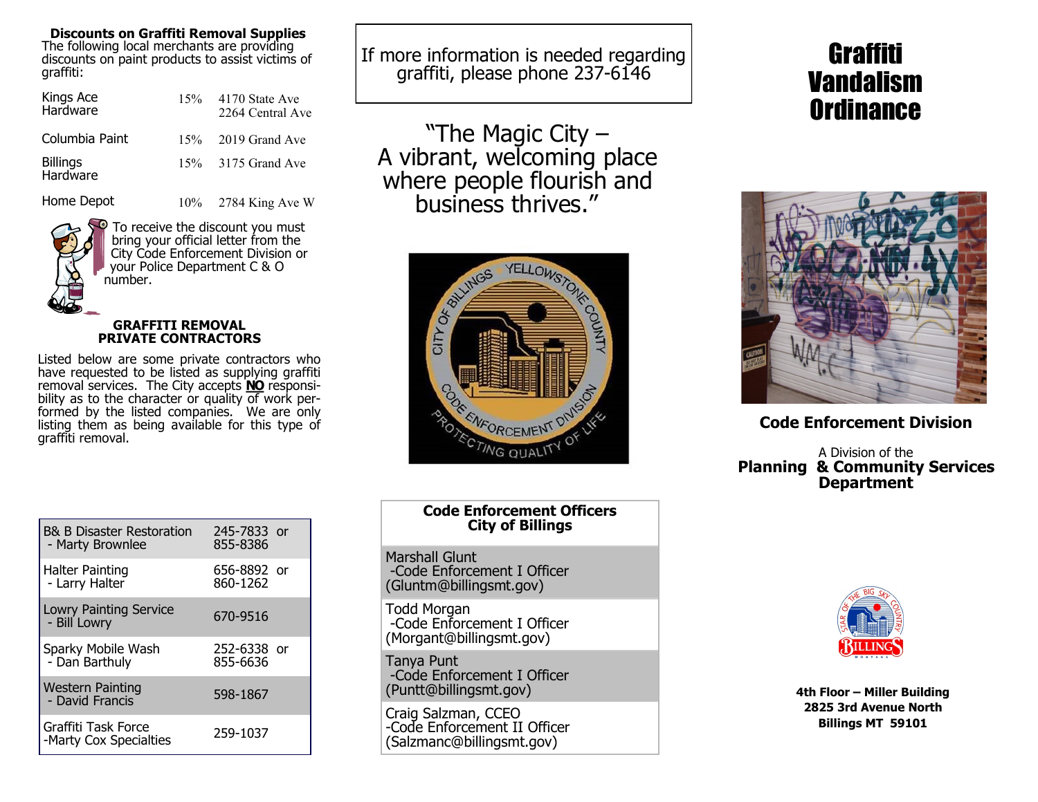### Discounts on Graffiti Removal Supplies

The following local merchants are providing discounts on paint products to assist victims of graffiti:

| | | |
|---|---|---|
| Kings Ace Hardware | 15% | 4170 State Ave<br>2264 Central Ave |
| Columbia Paint | 15% | 2019 Grand Ave |
| Billings Hardware | 15% | 3175 Grand Ave |
| Home Depot | 10% | 2784 King Ave W |

To receive the discount you must bring your official letter from the City Code Enforcement Division or your Police Department C & O number.

### GRAFFITI REMOVAL PRIVATE CONTRACTORS

Listed below are some private contractors who have requested to be listed as supplying graffiti removal services. The City accepts **NO** responsibility as to the character or quality of work performed by the listed companies. We are only listing them as being available for this type of graffiti removal.

| | |
|---|---|
| B& B Disaster Restoration - Marty Brownlee | 245-7833 or 855-8386 |
| Halter Painting - Larry Halter | 656-8892 or 860-1262 |
| Lowry Painting Service - Bill Lowry | 670-9516 |
| Sparky Mobile Wash - Dan Barthuly | 252-6338 or 855-6636 |
| Western Painting - David Francis | 598-1867 |
| Graffiti Task Force -Marty Cox Specialties | 259-1037 |

If more information is needed regarding graffiti, please phone 237-6146

"The Magic City – A vibrant, welcoming place where people flourish and business thrives."

CITY OF BILLINGS · YELLOWSTONE COUNTY
CODE ENFORCEMENT DIVISION
PROTECTING QUALITY OF LIFE

| Code Enforcement Officers City of Billings |
|---|
| Marshall Glunt<br>-Code Enforcement I Officer<br>(Gluntm@billingsmt.gov) |
| Todd Morgan<br>-Code Enforcement I Officer<br>(Morgant@billingsmt.gov) |
| Tanya Punt<br>-Code Enforcement I Officer<br>(Puntt@billingsmt.gov) |
| Craig Salzman, CCEO<br>-Code Enforcement II Officer<br>(Salzmanc@billingsmt.gov) |

# Graffiti Vandalism Ordinance

**Code Enforcement Division**

A Division of the
**Planning & Community Services Department**

STAR OF THE BIG SKY COUNTRY
BILLINGS
MONTANA

**4th Floor – Miller Building**
**2825 3rd Avenue North**
**Billings MT 59101**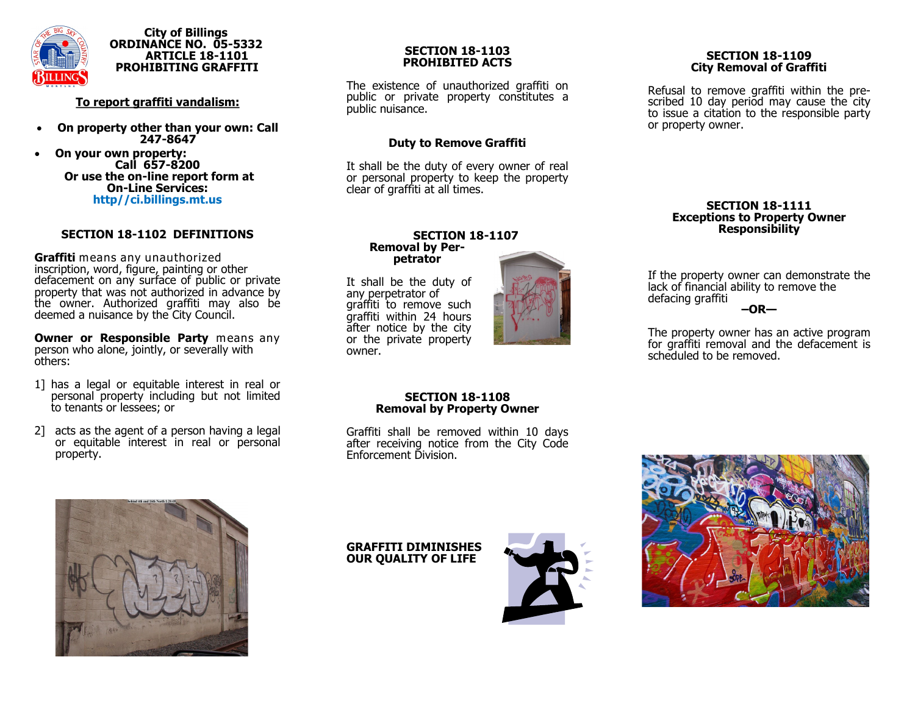# City of Billings ORDINANCE NO. 05-5332 ARTICLE 18-1101 PROHIBITING GRAFFITI

**To report graffiti vandalism:**

- **On property other than your own: Call 247-8647**
- **On your own property: Call 657-8200 Or use the on-line report form at On-Line Services: http//ci.billings.mt.us**

## SECTION 18-1102 DEFINITIONS

**Graffiti** means any unauthorized inscription, word, figure, painting or other defacement on any surface of public or private property that was not authorized in advance by the owner. Authorized graffiti may also be deemed a nuisance by the City Council.

**Owner or Responsible Party** means any person who alone, jointly, or severally with others:

1] has a legal or equitable interest in real or personal property including but not limited to tenants or lessees; or

2] acts as the agent of a person having a legal or equitable interest in real or personal property.

## SECTION 18-1103 PROHIBITED ACTS

The existence of unauthorized graffiti on public or private property constitutes a public nuisance.

### Duty to Remove Graffiti

It shall be the duty of every owner of real or personal property to keep the property clear of graffiti at all times.

## SECTION 18-1107 Removal by Perpetrator

It shall be the duty of any perpetrator of graffiti to remove such graffiti within 24 hours after notice by the city or the private property owner.

## SECTION 18-1108 Removal by Property Owner

Graffiti shall be removed within 10 days after receiving notice from the City Code Enforcement Division.

**GRAFFITI DIMINISHES OUR QUALITY OF LIFE**

## SECTION 18-1109 City Removal of Graffiti

Refusal to remove graffiti within the prescribed 10 day period may cause the city to issue a citation to the responsible party or property owner.

## SECTION 18-1111 Exceptions to Property Owner Responsibility

If the property owner can demonstrate the lack of financial ability to remove the defacing graffiti

**–OR—**

The property owner has an active program for graffiti removal and the defacement is scheduled to be removed.